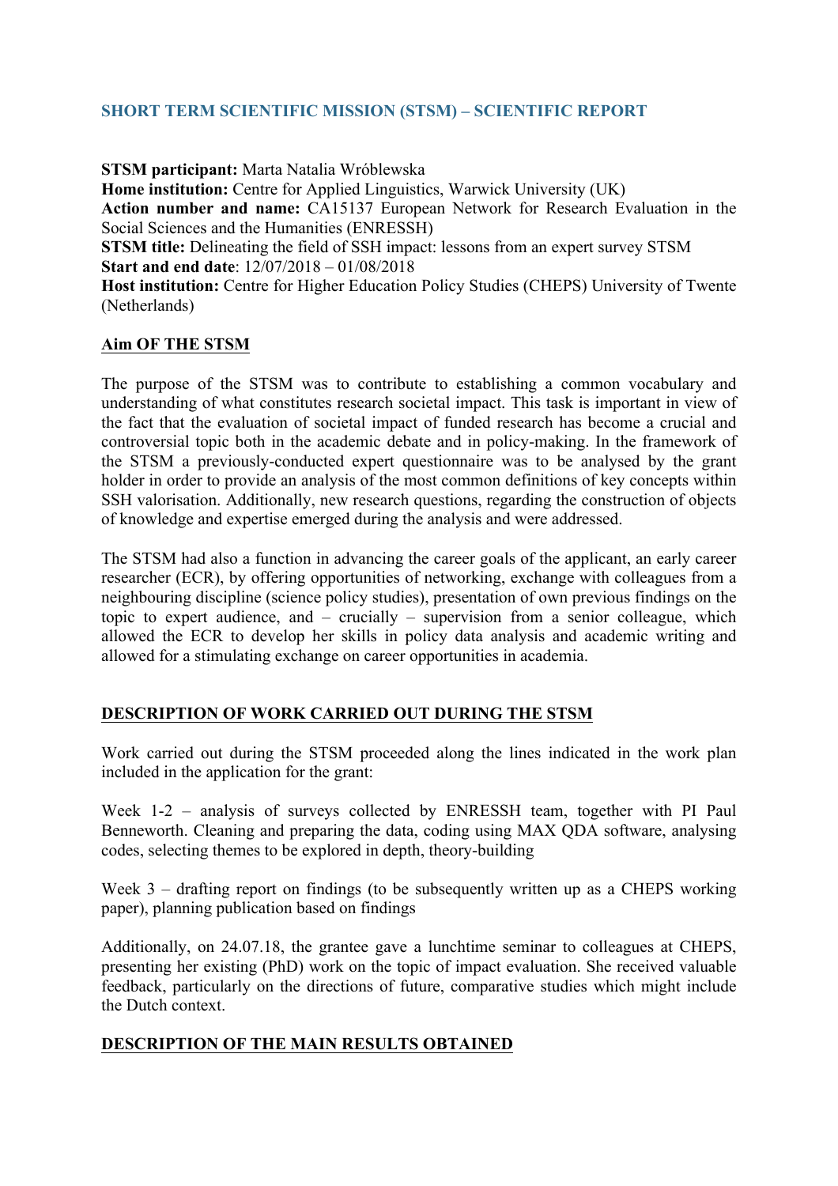## SHORT TERM SCIENTIFIC MISSION (STSM) – SCIENTIFIC REPORT

**STSM participant:** Marta Natalia Wróblewska
**Home institution:** Centre for Applied Linguistics, Warwick University (UK)
**Action number and name:** CA15137 European Network for Research Evaluation in the Social Sciences and the Humanities (ENRESSH)
**STSM title:** Delineating the field of SSH impact: lessons from an expert survey STSM
**Start and end date**: 12/07/2018 – 01/08/2018
**Host institution:** Centre for Higher Education Policy Studies (CHEPS) University of Twente (Netherlands)

### Aim OF THE STSM

The purpose of the STSM was to contribute to establishing a common vocabulary and understanding of what constitutes research societal impact. This task is important in view of the fact that the evaluation of societal impact of funded research has become a crucial and controversial topic both in the academic debate and in policy-making. In the framework of the STSM a previously-conducted expert questionnaire was to be analysed by the grant holder in order to provide an analysis of the most common definitions of key concepts within SSH valorisation. Additionally, new research questions, regarding the construction of objects of knowledge and expertise emerged during the analysis and were addressed.

The STSM had also a function in advancing the career goals of the applicant, an early career researcher (ECR), by offering opportunities of networking, exchange with colleagues from a neighbouring discipline (science policy studies), presentation of own previous findings on the topic to expert audience, and – crucially – supervision from a senior colleague, which allowed the ECR to develop her skills in policy data analysis and academic writing and allowed for a stimulating exchange on career opportunities in academia.

### DESCRIPTION OF WORK CARRIED OUT DURING THE STSM

Work carried out during the STSM proceeded along the lines indicated in the work plan included in the application for the grant:

Week 1-2 – analysis of surveys collected by ENRESSH team, together with PI Paul Benneworth. Cleaning and preparing the data, coding using MAX QDA software, analysing codes, selecting themes to be explored in depth, theory-building

Week 3 – drafting report on findings (to be subsequently written up as a CHEPS working paper), planning publication based on findings

Additionally, on 24.07.18, the grantee gave a lunchtime seminar to colleagues at CHEPS, presenting her existing (PhD) work on the topic of impact evaluation. She received valuable feedback, particularly on the directions of future, comparative studies which might include the Dutch context.

### DESCRIPTION OF THE MAIN RESULTS OBTAINED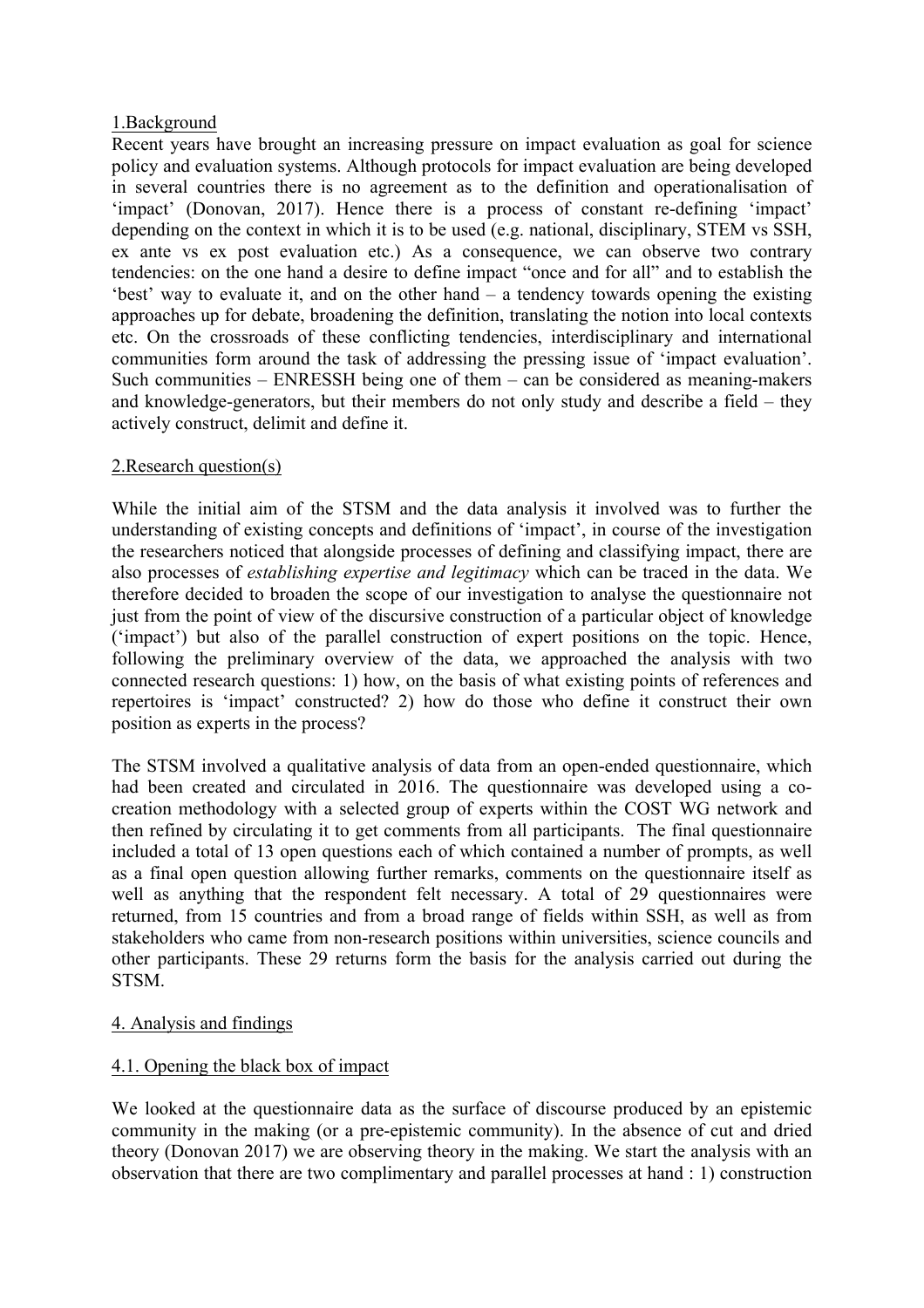1.Background

Recent years have brought an increasing pressure on impact evaluation as goal for science policy and evaluation systems. Although protocols for impact evaluation are being developed in several countries there is no agreement as to the definition and operationalisation of 'impact' (Donovan, 2017). Hence there is a process of constant re-defining 'impact' depending on the context in which it is to be used (e.g. national, disciplinary, STEM vs SSH, ex ante vs ex post evaluation etc.) As a consequence, we can observe two contrary tendencies: on the one hand a desire to define impact "once and for all" and to establish the 'best' way to evaluate it, and on the other hand – a tendency towards opening the existing approaches up for debate, broadening the definition, translating the notion into local contexts etc. On the crossroads of these conflicting tendencies, interdisciplinary and international communities form around the task of addressing the pressing issue of 'impact evaluation'. Such communities – ENRESSH being one of them – can be considered as meaning-makers and knowledge-generators, but their members do not only study and describe a field – they actively construct, delimit and define it.

2.Research question(s)

While the initial aim of the STSM and the data analysis it involved was to further the understanding of existing concepts and definitions of 'impact', in course of the investigation the researchers noticed that alongside processes of defining and classifying impact, there are also processes of *establishing expertise and legitimacy* which can be traced in the data. We therefore decided to broaden the scope of our investigation to analyse the questionnaire not just from the point of view of the discursive construction of a particular object of knowledge ('impact') but also of the parallel construction of expert positions on the topic. Hence, following the preliminary overview of the data, we approached the analysis with two connected research questions: 1) how, on the basis of what existing points of references and repertoires is 'impact' constructed? 2) how do those who define it construct their own position as experts in the process?

The STSM involved a qualitative analysis of data from an open-ended questionnaire, which had been created and circulated in 2016. The questionnaire was developed using a co-creation methodology with a selected group of experts within the COST WG network and then refined by circulating it to get comments from all participants. The final questionnaire included a total of 13 open questions each of which contained a number of prompts, as well as a final open question allowing further remarks, comments on the questionnaire itself as well as anything that the respondent felt necessary. A total of 29 questionnaires were returned, from 15 countries and from a broad range of fields within SSH, as well as from stakeholders who came from non-research positions within universities, science councils and other participants. These 29 returns form the basis for the analysis carried out during the STSM.

4. Analysis and findings

4.1. Opening the black box of impact

We looked at the questionnaire data as the surface of discourse produced by an epistemic community in the making (or a pre-epistemic community). In the absence of cut and dried theory (Donovan 2017) we are observing theory in the making. We start the analysis with an observation that there are two complimentary and parallel processes at hand : 1) construction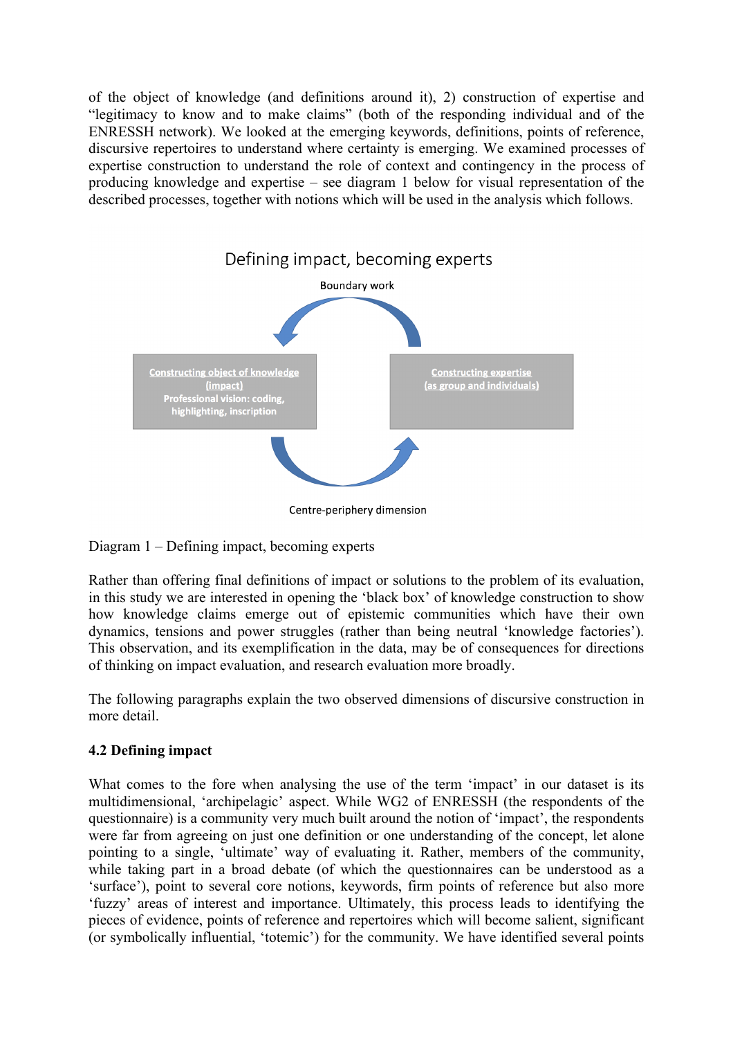of the object of knowledge (and definitions around it), 2) construction of expertise and "legitimacy to know and to make claims" (both of the responding individual and of the ENRESSH network). We looked at the emerging keywords, definitions, points of reference, discursive repertoires to understand where certainty is emerging. We examined processes of expertise construction to understand the role of context and contingency in the process of producing knowledge and expertise – see diagram 1 below for visual representation of the described processes, together with notions which will be used in the analysis which follows.

Defining impact, becoming experts

Boundary work

Constructing object of knowledge (impact)
Professional vision: coding, highlighting, inscription

Constructing expertise (as group and individuals)

Centre-periphery dimension

Diagram 1 – Defining impact, becoming experts

Rather than offering final definitions of impact or solutions to the problem of its evaluation, in this study we are interested in opening the 'black box' of knowledge construction to show how knowledge claims emerge out of epistemic communities which have their own dynamics, tensions and power struggles (rather than being neutral 'knowledge factories'). This observation, and its exemplification in the data, may be of consequences for directions of thinking on impact evaluation, and research evaluation more broadly.

The following paragraphs explain the two observed dimensions of discursive construction in more detail.

### 4.2 Defining impact

What comes to the fore when analysing the use of the term 'impact' in our dataset is its multidimensional, 'archipelagic' aspect. While WG2 of ENRESSH (the respondents of the questionnaire) is a community very much built around the notion of 'impact', the respondents were far from agreeing on just one definition or one understanding of the concept, let alone pointing to a single, 'ultimate' way of evaluating it. Rather, members of the community, while taking part in a broad debate (of which the questionnaires can be understood as a 'surface'), point to several core notions, keywords, firm points of reference but also more 'fuzzy' areas of interest and importance. Ultimately, this process leads to identifying the pieces of evidence, points of reference and repertoires which will become salient, significant (or symbolically influential, 'totemic') for the community. We have identified several points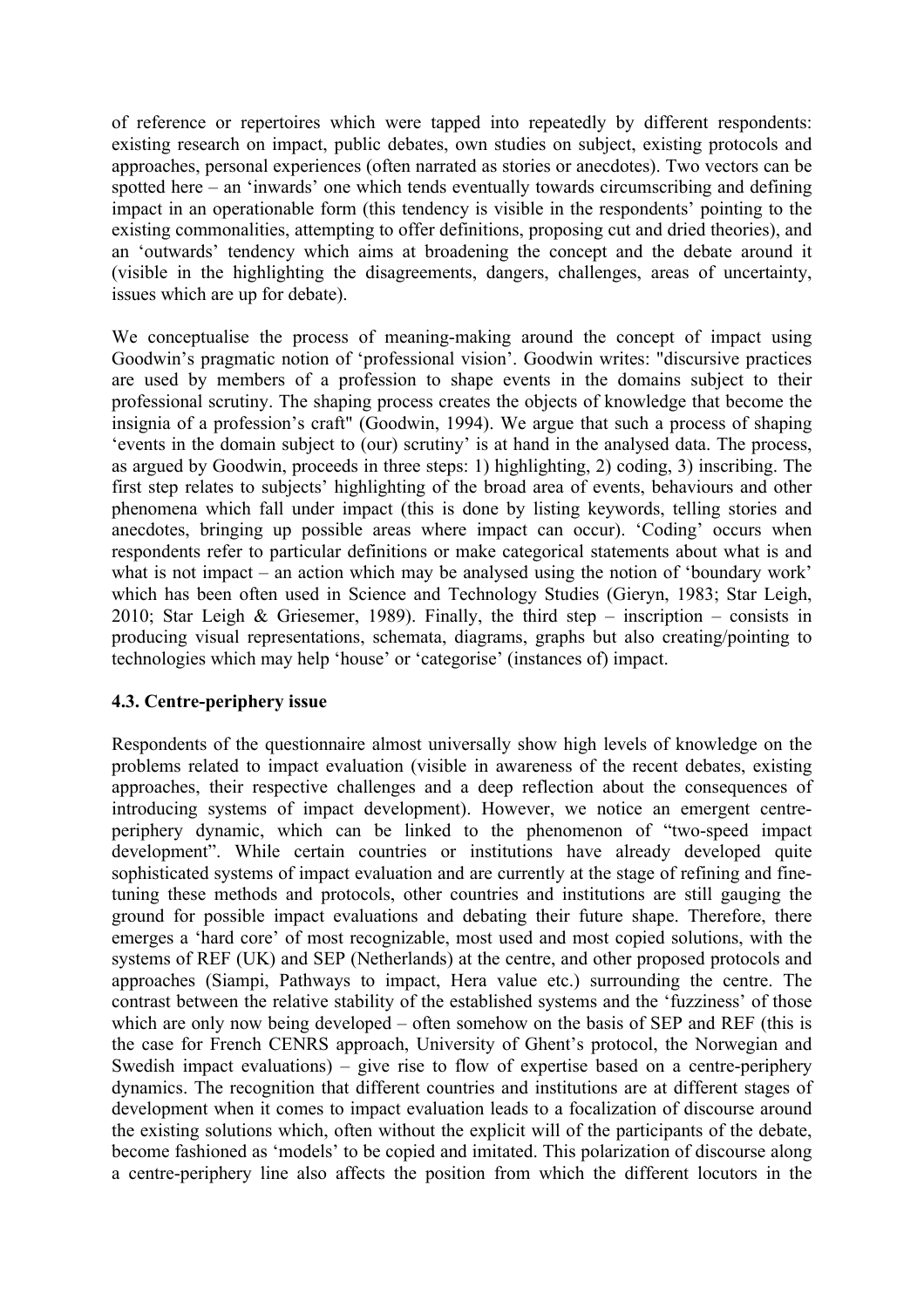of reference or repertoires which were tapped into repeatedly by different respondents: existing research on impact, public debates, own studies on subject, existing protocols and approaches, personal experiences (often narrated as stories or anecdotes). Two vectors can be spotted here – an 'inwards' one which tends eventually towards circumscribing and defining impact in an operationable form (this tendency is visible in the respondents' pointing to the existing commonalities, attempting to offer definitions, proposing cut and dried theories), and an 'outwards' tendency which aims at broadening the concept and the debate around it (visible in the highlighting the disagreements, dangers, challenges, areas of uncertainty, issues which are up for debate).

We conceptualise the process of meaning-making around the concept of impact using Goodwin's pragmatic notion of 'professional vision'. Goodwin writes: "discursive practices are used by members of a profession to shape events in the domains subject to their professional scrutiny. The shaping process creates the objects of knowledge that become the insignia of a profession's craft" (Goodwin, 1994). We argue that such a process of shaping 'events in the domain subject to (our) scrutiny' is at hand in the analysed data. The process, as argued by Goodwin, proceeds in three steps: 1) highlighting, 2) coding, 3) inscribing. The first step relates to subjects' highlighting of the broad area of events, behaviours and other phenomena which fall under impact (this is done by listing keywords, telling stories and anecdotes, bringing up possible areas where impact can occur). 'Coding' occurs when respondents refer to particular definitions or make categorical statements about what is and what is not impact – an action which may be analysed using the notion of 'boundary work' which has been often used in Science and Technology Studies (Gieryn, 1983; Star Leigh, 2010; Star Leigh & Griesemer, 1989). Finally, the third step – inscription – consists in producing visual representations, schemata, diagrams, graphs but also creating/pointing to technologies which may help 'house' or 'categorise' (instances of) impact.

### 4.3. Centre-periphery issue

Respondents of the questionnaire almost universally show high levels of knowledge on the problems related to impact evaluation (visible in awareness of the recent debates, existing approaches, their respective challenges and a deep reflection about the consequences of introducing systems of impact development). However, we notice an emergent centre-periphery dynamic, which can be linked to the phenomenon of "two-speed impact development". While certain countries or institutions have already developed quite sophisticated systems of impact evaluation and are currently at the stage of refining and fine-tuning these methods and protocols, other countries and institutions are still gauging the ground for possible impact evaluations and debating their future shape. Therefore, there emerges a 'hard core' of most recognizable, most used and most copied solutions, with the systems of REF (UK) and SEP (Netherlands) at the centre, and other proposed protocols and approaches (Siampi, Pathways to impact, Hera value etc.) surrounding the centre. The contrast between the relative stability of the established systems and the 'fuzziness' of those which are only now being developed – often somehow on the basis of SEP and REF (this is the case for French CENRS approach, University of Ghent's protocol, the Norwegian and Swedish impact evaluations) – give rise to flow of expertise based on a centre-periphery dynamics. The recognition that different countries and institutions are at different stages of development when it comes to impact evaluation leads to a focalization of discourse around the existing solutions which, often without the explicit will of the participants of the debate, become fashioned as 'models' to be copied and imitated. This polarization of discourse along a centre-periphery line also affects the position from which the different locutors in the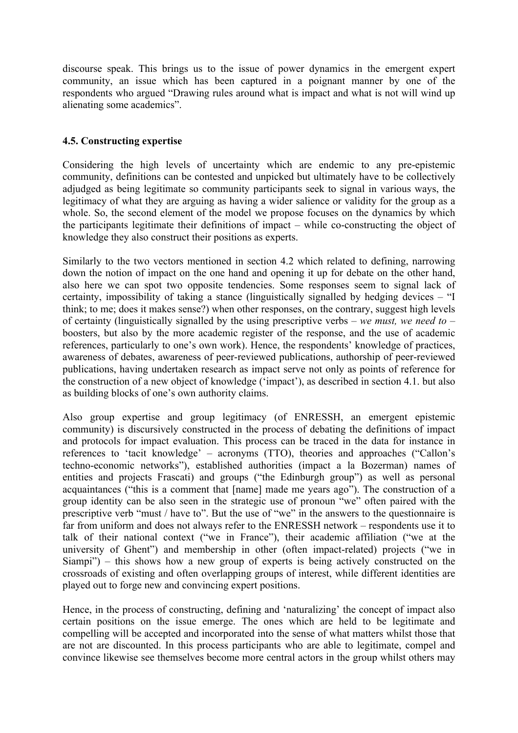discourse speak. This brings us to the issue of power dynamics in the emergent expert community, an issue which has been captured in a poignant manner by one of the respondents who argued "Drawing rules around what is impact and what is not will wind up alienating some academics".

### 4.5. Constructing expertise

Considering the high levels of uncertainty which are endemic to any pre-epistemic community, definitions can be contested and unpicked but ultimately have to be collectively adjudged as being legitimate so community participants seek to signal in various ways, the legitimacy of what they are arguing as having a wider salience or validity for the group as a whole. So, the second element of the model we propose focuses on the dynamics by which the participants legitimate their definitions of impact – while co-constructing the object of knowledge they also construct their positions as experts.

Similarly to the two vectors mentioned in section 4.2 which related to defining, narrowing down the notion of impact on the one hand and opening it up for debate on the other hand, also here we can spot two opposite tendencies. Some responses seem to signal lack of certainty, impossibility of taking a stance (linguistically signalled by hedging devices – "I think; to me; does it makes sense?) when other responses, on the contrary, suggest high levels of certainty (linguistically signalled by the using prescriptive verbs – *we must, we need to* – boosters, but also by the more academic register of the response, and the use of academic references, particularly to one's own work). Hence, the respondents' knowledge of practices, awareness of debates, awareness of peer-reviewed publications, authorship of peer-reviewed publications, having undertaken research as impact serve not only as points of reference for the construction of a new object of knowledge ('impact'), as described in section 4.1. but also as building blocks of one's own authority claims.

Also group expertise and group legitimacy (of ENRESSH, an emergent epistemic community) is discursively constructed in the process of debating the definitions of impact and protocols for impact evaluation. This process can be traced in the data for instance in references to 'tacit knowledge' – acronyms (TTO), theories and approaches ("Callon's techno-economic networks"), established authorities (impact a la Bozerman) names of entities and projects Frascati) and groups ("the Edinburgh group") as well as personal acquaintances ("this is a comment that [name] made me years ago"). The construction of a group identity can be also seen in the strategic use of pronoun "we" often paired with the prescriptive verb "must / have to". But the use of "we" in the answers to the questionnaire is far from uniform and does not always refer to the ENRESSH network – respondents use it to talk of their national context ("we in France"), their academic affiliation ("we at the university of Ghent") and membership in other (often impact-related) projects ("we in Siampi") – this shows how a new group of experts is being actively constructed on the crossroads of existing and often overlapping groups of interest, while different identities are played out to forge new and convincing expert positions.

Hence, in the process of constructing, defining and 'naturalizing' the concept of impact also certain positions on the issue emerge. The ones which are held to be legitimate and compelling will be accepted and incorporated into the sense of what matters whilst those that are not are discounted. In this process participants who are able to legitimate, compel and convince likewise see themselves become more central actors in the group whilst others may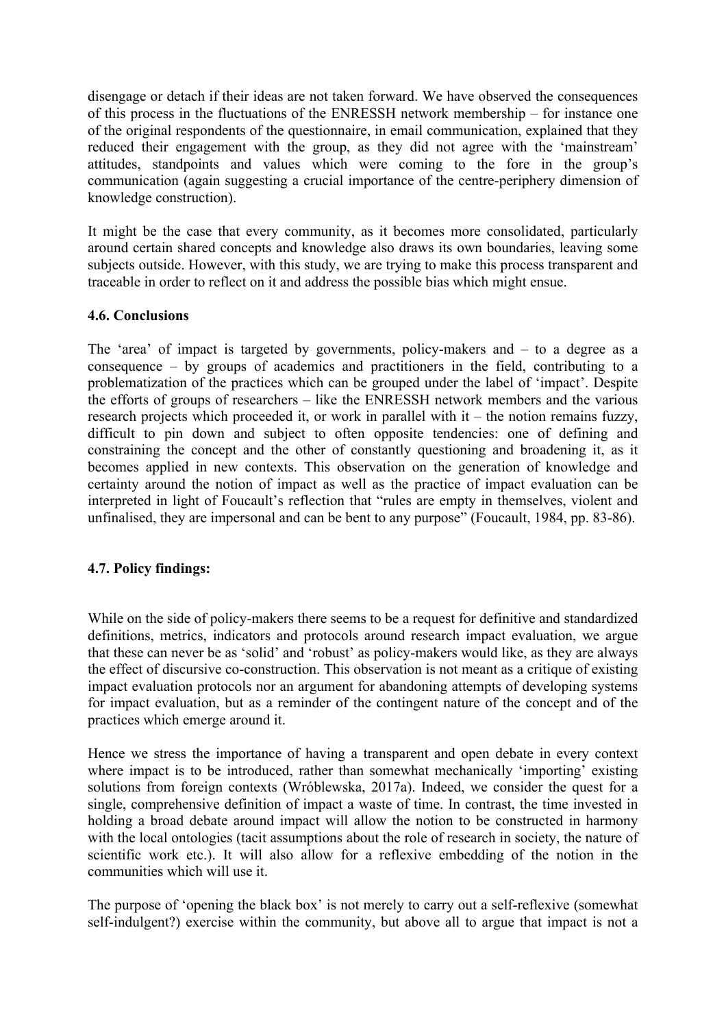disengage or detach if their ideas are not taken forward. We have observed the consequences of this process in the fluctuations of the ENRESSH network membership – for instance one of the original respondents of the questionnaire, in email communication, explained that they reduced their engagement with the group, as they did not agree with the 'mainstream' attitudes, standpoints and values which were coming to the fore in the group's communication (again suggesting a crucial importance of the centre-periphery dimension of knowledge construction).

It might be the case that every community, as it becomes more consolidated, particularly around certain shared concepts and knowledge also draws its own boundaries, leaving some subjects outside. However, with this study, we are trying to make this process transparent and traceable in order to reflect on it and address the possible bias which might ensue.

### 4.6. Conclusions

The 'area' of impact is targeted by governments, policy-makers and – to a degree as a consequence – by groups of academics and practitioners in the field, contributing to a problematization of the practices which can be grouped under the label of 'impact'. Despite the efforts of groups of researchers – like the ENRESSH network members and the various research projects which proceeded it, or work in parallel with it – the notion remains fuzzy, difficult to pin down and subject to often opposite tendencies: one of defining and constraining the concept and the other of constantly questioning and broadening it, as it becomes applied in new contexts. This observation on the generation of knowledge and certainty around the notion of impact as well as the practice of impact evaluation can be interpreted in light of Foucault's reflection that "rules are empty in themselves, violent and unfinalised, they are impersonal and can be bent to any purpose" (Foucault, 1984, pp. 83-86).

### 4.7. Policy findings:

While on the side of policy-makers there seems to be a request for definitive and standardized definitions, metrics, indicators and protocols around research impact evaluation, we argue that these can never be as 'solid' and 'robust' as policy-makers would like, as they are always the effect of discursive co-construction. This observation is not meant as a critique of existing impact evaluation protocols nor an argument for abandoning attempts of developing systems for impact evaluation, but as a reminder of the contingent nature of the concept and of the practices which emerge around it.

Hence we stress the importance of having a transparent and open debate in every context where impact is to be introduced, rather than somewhat mechanically 'importing' existing solutions from foreign contexts (Wróblewska, 2017a). Indeed, we consider the quest for a single, comprehensive definition of impact a waste of time. In contrast, the time invested in holding a broad debate around impact will allow the notion to be constructed in harmony with the local ontologies (tacit assumptions about the role of research in society, the nature of scientific work etc.). It will also allow for a reflexive embedding of the notion in the communities which will use it.

The purpose of 'opening the black box' is not merely to carry out a self-reflexive (somewhat self-indulgent?) exercise within the community, but above all to argue that impact is not a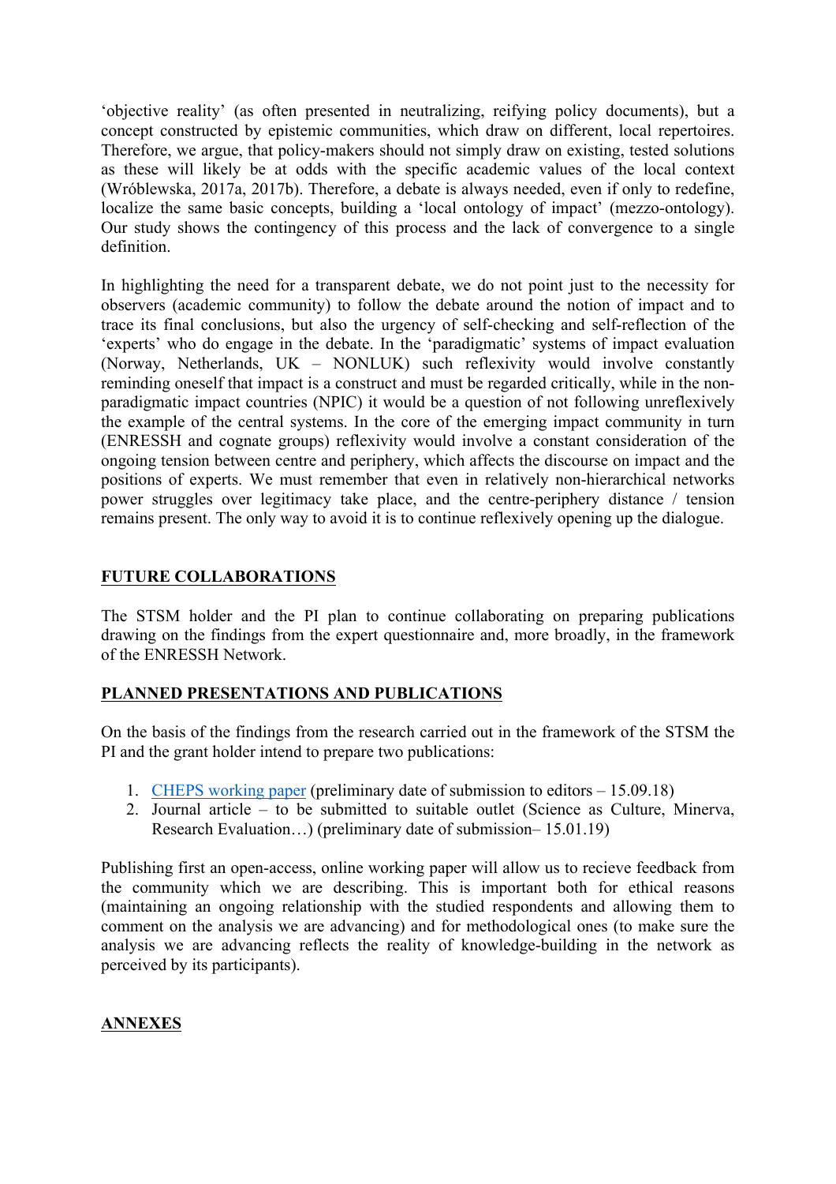'objective reality' (as often presented in neutralizing, reifying policy documents), but a concept constructed by epistemic communities, which draw on different, local repertoires. Therefore, we argue, that policy-makers should not simply draw on existing, tested solutions as these will likely be at odds with the specific academic values of the local context (Wróblewska, 2017a, 2017b). Therefore, a debate is always needed, even if only to redefine, localize the same basic concepts, building a 'local ontology of impact' (mezzo-ontology). Our study shows the contingency of this process and the lack of convergence to a single definition.

In highlighting the need for a transparent debate, we do not point just to the necessity for observers (academic community) to follow the debate around the notion of impact and to trace its final conclusions, but also the urgency of self-checking and self-reflection of the 'experts' who do engage in the debate. In the 'paradigmatic' systems of impact evaluation (Norway, Netherlands, UK – NONLUK) such reflexivity would involve constantly reminding oneself that impact is a construct and must be regarded critically, while in the non-paradigmatic impact countries (NPIC) it would be a question of not following unreflexively the example of the central systems. In the core of the emerging impact community in turn (ENRESSH and cognate groups) reflexivity would involve a constant consideration of the ongoing tension between centre and periphery, which affects the discourse on impact and the positions of experts. We must remember that even in relatively non-hierarchical networks power struggles over legitimacy take place, and the centre-periphery distance / tension remains present. The only way to avoid it is to continue reflexively opening up the dialogue.

## FUTURE COLLABORATIONS

The STSM holder and the PI plan to continue collaborating on preparing publications drawing on the findings from the expert questionnaire and, more broadly, in the framework of the ENRESSH Network.

## PLANNED PRESENTATIONS AND PUBLICATIONS

On the basis of the findings from the research carried out in the framework of the STSM the PI and the grant holder intend to prepare two publications:

1. CHEPS working paper (preliminary date of submission to editors – 15.09.18)
2. Journal article – to be submitted to suitable outlet (Science as Culture, Minerva, Research Evaluation…) (preliminary date of submission– 15.01.19)

Publishing first an open-access, online working paper will allow us to recieve feedback from the community which we are describing. This is important both for ethical reasons (maintaining an ongoing relationship with the studied respondents and allowing them to comment on the analysis we are advancing) and for methodological ones (to make sure the analysis we are advancing reflects the reality of knowledge-building in the network as perceived by its participants).

## ANNEXES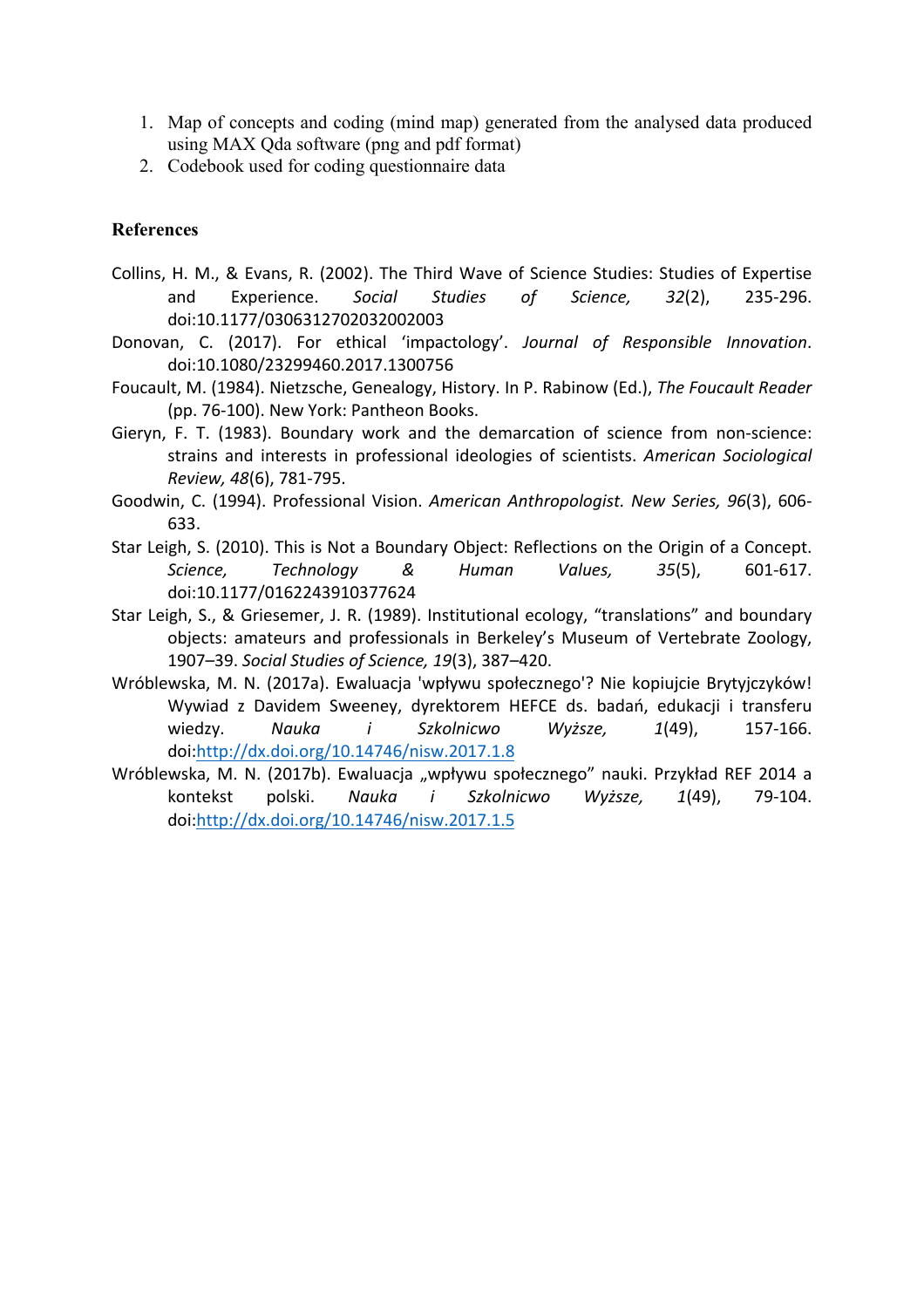1. Map of concepts and coding (mind map) generated from the analysed data produced using MAX Qda software (png and pdf format)
2. Codebook used for coding questionnaire data

## References

Collins, H. M., & Evans, R. (2002). The Third Wave of Science Studies: Studies of Expertise and Experience. *Social Studies of Science, 32*(2), 235-296. doi:10.1177/0306312702032002003

Donovan, C. (2017). For ethical 'impactology'. *Journal of Responsible Innovation*. doi:10.1080/23299460.2017.1300756

Foucault, M. (1984). Nietzsche, Genealogy, History. In P. Rabinow (Ed.), *The Foucault Reader* (pp. 76-100). New York: Pantheon Books.

Gieryn, F. T. (1983). Boundary work and the demarcation of science from non-science: strains and interests in professional ideologies of scientists. *American Sociological Review, 48*(6), 781-795.

Goodwin, C. (1994). Professional Vision. *American Anthropologist. New Series, 96*(3), 606-633.

Star Leigh, S. (2010). This is Not a Boundary Object: Reflections on the Origin of a Concept. *Science, Technology & Human Values, 35*(5), 601-617. doi:10.1177/0162243910377624

Star Leigh, S., & Griesemer, J. R. (1989). Institutional ecology, "translations" and boundary objects: amateurs and professionals in Berkeley's Museum of Vertebrate Zoology, 1907–39. *Social Studies of Science, 19*(3), 387–420.

Wróblewska, M. N. (2017a). Ewaluacja 'wpływu społecznego'? Nie kopiujcie Brytyjczyków! Wywiad z Davidem Sweeney, dyrektorem HEFCE ds. badań, edukacji i transferu wiedzy. *Nauka i Szkolnicwo Wyższe, 1*(49), 157-166. doi:http://dx.doi.org/10.14746/nisw.2017.1.8

Wróblewska, M. N. (2017b). Ewaluacja „wpływu społecznego" nauki. Przykład REF 2014 a kontekst polski. *Nauka i Szkolnicwo Wyższe, 1*(49), 79-104. doi:http://dx.doi.org/10.14746/nisw.2017.1.5